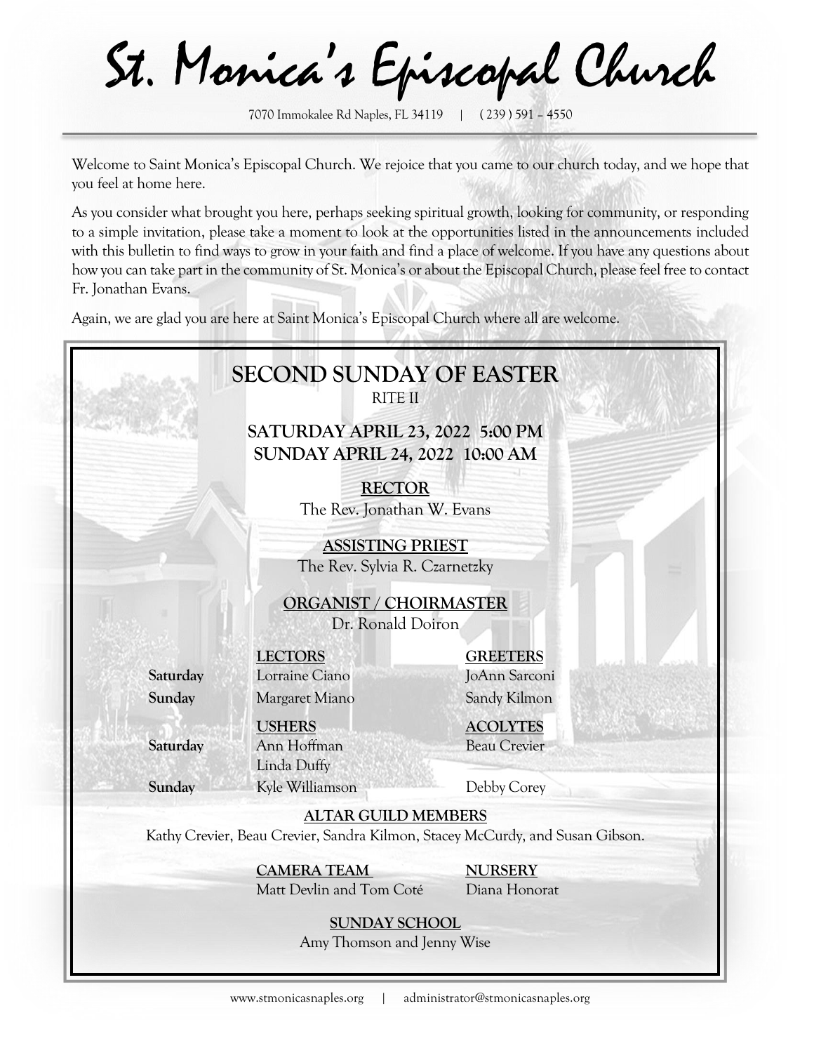# St. Monica's Episcopal Church

7070 Immokalee Rd Naples, FL 34119 | ( 239 ) 591 – 4550

Welcome to Saint Monica's Episcopal Church. We rejoice that you came to our church today, and we hope that you feel at home here.

As you consider what brought you here, perhaps seeking spiritual growth, looking for community, or responding to a simple invitation, please take a moment to look at the opportunities listed in the announcements included with this bulletin to find ways to grow in your faith and find a place of welcome. If you have any questions about how you can take part in the community of St. Monica's or about the Episcopal Church, please feel free to contact Fr. Jonathan Evans.

Again, we are glad you are here at Saint Monica's Episcopal Church where all are welcome.

## SECOND SUNDAY OF EASTER

RITE II

**SATURDAY APRIL 23, 2022 5:00 PM**
**SUNDAY APRIL 24, 2022 10:00 AM**

**RECTOR**
The Rev. Jonathan W. Evans

**ASSISTING PRIEST**
The Rev. Sylvia R. Czarnetzky

**ORGANIST / CHOIRMASTER**
Dr. Ronald Doiron

| | **LECTORS** | **GREETERS** |
|---|---|---|
| **Saturday** | Lorraine Ciano | JoAnn Sarconi |
| **Sunday** | Margaret Miano | Sandy Kilmon |

| | **USHERS** | **ACOLYTES** |
|---|---|---|
| **Saturday** | Ann Hoffman, Linda Duffy | Beau Crevier |
| **Sunday** | Kyle Williamson | Debby Corey |

**ALTAR GUILD MEMBERS**
Kathy Crevier, Beau Crevier, Sandra Kilmon, Stacey McCurdy, and Susan Gibson.

**CAMERA TEAM**
Matt Devlin and Tom Coté

**NURSERY**
Diana Honorat

**SUNDAY SCHOOL**
Amy Thomson and Jenny Wise

www.stmonicasnaples.org | administrator@stmonicasnaples.org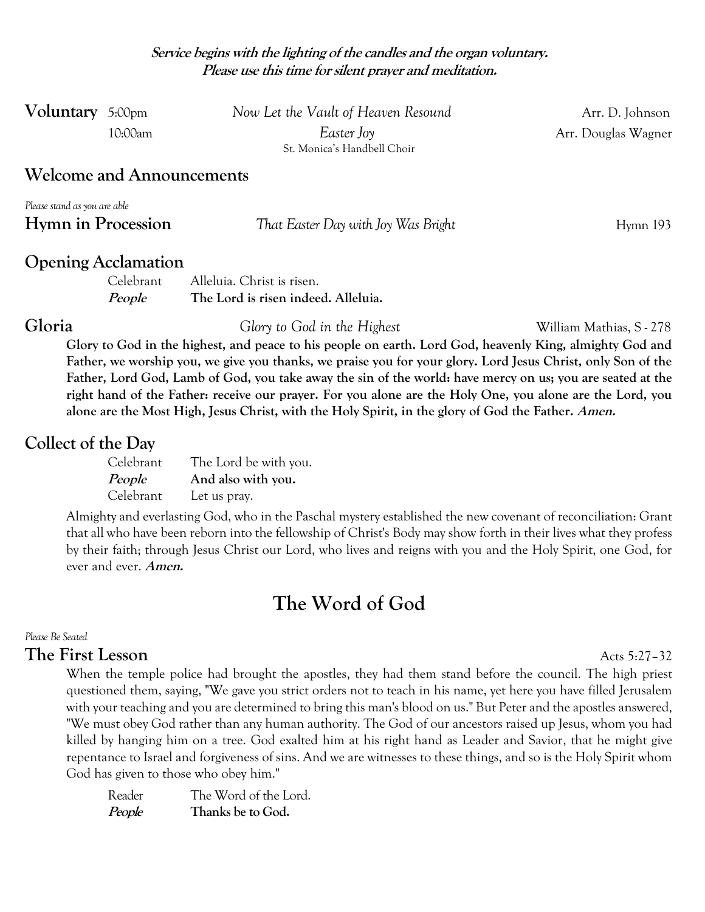***Service begins with the lighting of the candles and the organ voluntary.***
***Please use this time for silent prayer and meditation.***

**Voluntary** 5:00pm *Now Let the Vault of Heaven Resound* Arr. D. Johnson
10:00am *Easter Joy* Arr. Douglas Wagner
St. Monica's Handbell Choir

## Welcome and Announcements

*Please stand as you are able*

**Hymn in Procession** *That Easter Day with Joy Was Bright* Hymn 193

## Opening Acclamation

| | |
|---|---|
| Celebrant | Alleluia. Christ is risen. |
| ***People*** | **The Lord is risen indeed. Alleluia.** |

**Gloria** *Glory to God in the Highest* William Mathias, S - 278

**Glory to God in the highest, and peace to his people on earth. Lord God, heavenly King, almighty God and Father, we worship you, we give you thanks, we praise you for your glory. Lord Jesus Christ, only Son of the Father, Lord God, Lamb of God, you take away the sin of the world: have mercy on us; you are seated at the right hand of the Father: receive our prayer. For you alone are the Holy One, you alone are the Lord, you alone are the Most High, Jesus Christ, with the Holy Spirit, in the glory of God the Father. *Amen.***

## Collect of the Day

| | |
|---|---|
| Celebrant | The Lord be with you. |
| ***People*** | **And also with you.** |
| Celebrant | Let us pray. |

Almighty and everlasting God, who in the Paschal mystery established the new covenant of reconciliation: Grant that all who have been reborn into the fellowship of Christ's Body may show forth in their lives what they profess by their faith; through Jesus Christ our Lord, who lives and reigns with you and the Holy Spirit, one God, for ever and ever. ***Amen.***

# The Word of God

*Please Be Seated*

**The First Lesson** Acts 5:27–32

When the temple police had brought the apostles, they had them stand before the council. The high priest questioned them, saying, "We gave you strict orders not to teach in his name, yet here you have filled Jerusalem with your teaching and you are determined to bring this man's blood on us." But Peter and the apostles answered, "We must obey God rather than any human authority. The God of our ancestors raised up Jesus, whom you had killed by hanging him on a tree. God exalted him at his right hand as Leader and Savior, that he might give repentance to Israel and forgiveness of sins. And we are witnesses to these things, and so is the Holy Spirit whom God has given to those who obey him."

| | |
|---|---|
| Reader | The Word of the Lord. |
| ***People*** | **Thanks be to God.** |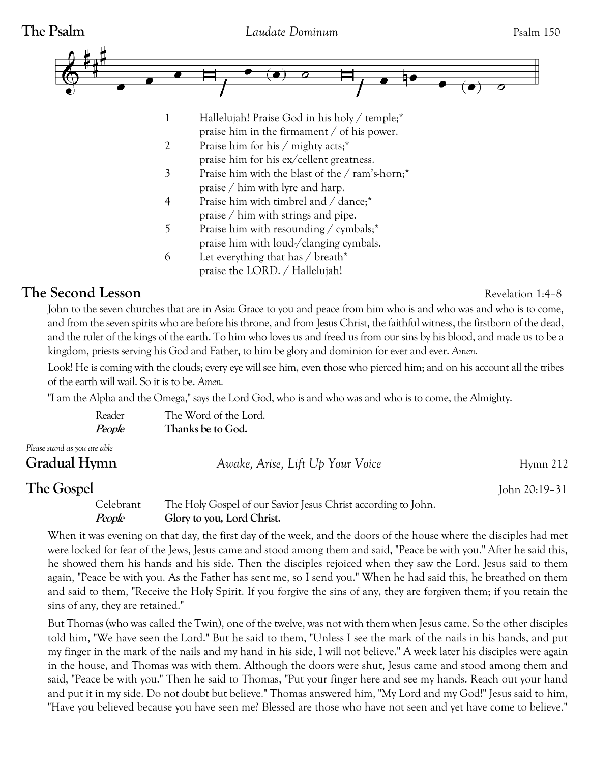## The Psalm

*Laudate Dominum* — Psalm 150

1. Hallelujah! Praise God in his holy / temple;*
   praise him in the firmament / of his power.
2. Praise him for his / mighty acts;*
   praise him for his ex/cellent greatness.
3. Praise him with the blast of the / ram's-horn;*
   praise / him with lyre and harp.
4. Praise him with timbrel and / dance;*
   praise / him with strings and pipe.
5. Praise him with resounding / cymbals;*
   praise him with loud-/clanging cymbals.
6. Let everything that has / breath*
   praise the LORD. / Hallelujah!

## The Second Lesson

Revelation 1:4–8

John to the seven churches that are in Asia: Grace to you and peace from him who is and who was and who is to come, and from the seven spirits who are before his throne, and from Jesus Christ, the faithful witness, the firstborn of the dead, and the ruler of the kings of the earth. To him who loves us and freed us from our sins by his blood, and made us to be a kingdom, priests serving his God and Father, to him be glory and dominion for ever and ever. *Amen.*

Look! He is coming with the clouds; every eye will see him, even those who pierced him; and on his account all the tribes of the earth will wail. So it is to be. *Amen.*

"I am the Alpha and the Omega," says the Lord God, who is and who was and who is to come, the Almighty.

Reader: The Word of the Lord.
***People*** **Thanks be to God.**

*Please stand as you are able*

## Gradual Hymn

*Awake, Arise, Lift Up Your Voice* — Hymn 212

## The Gospel

John 20:19–31

Celebrant: The Holy Gospel of our Savior Jesus Christ according to John.
***People*** **Glory to you, Lord Christ.**

When it was evening on that day, the first day of the week, and the doors of the house where the disciples had met were locked for fear of the Jews, Jesus came and stood among them and said, "Peace be with you." After he said this, he showed them his hands and his side. Then the disciples rejoiced when they saw the Lord. Jesus said to them again, "Peace be with you. As the Father has sent me, so I send you." When he had said this, he breathed on them and said to them, "Receive the Holy Spirit. If you forgive the sins of any, they are forgiven them; if you retain the sins of any, they are retained."

But Thomas (who was called the Twin), one of the twelve, was not with them when Jesus came. So the other disciples told him, "We have seen the Lord." But he said to them, "Unless I see the mark of the nails in his hands, and put my finger in the mark of the nails and my hand in his side, I will not believe." A week later his disciples were again in the house, and Thomas was with them. Although the doors were shut, Jesus came and stood among them and said, "Peace be with you." Then he said to Thomas, "Put your finger here and see my hands. Reach out your hand and put it in my side. Do not doubt but believe." Thomas answered him, "My Lord and my God!" Jesus said to him, "Have you believed because you have seen me? Blessed are those who have not seen and yet have come to believe."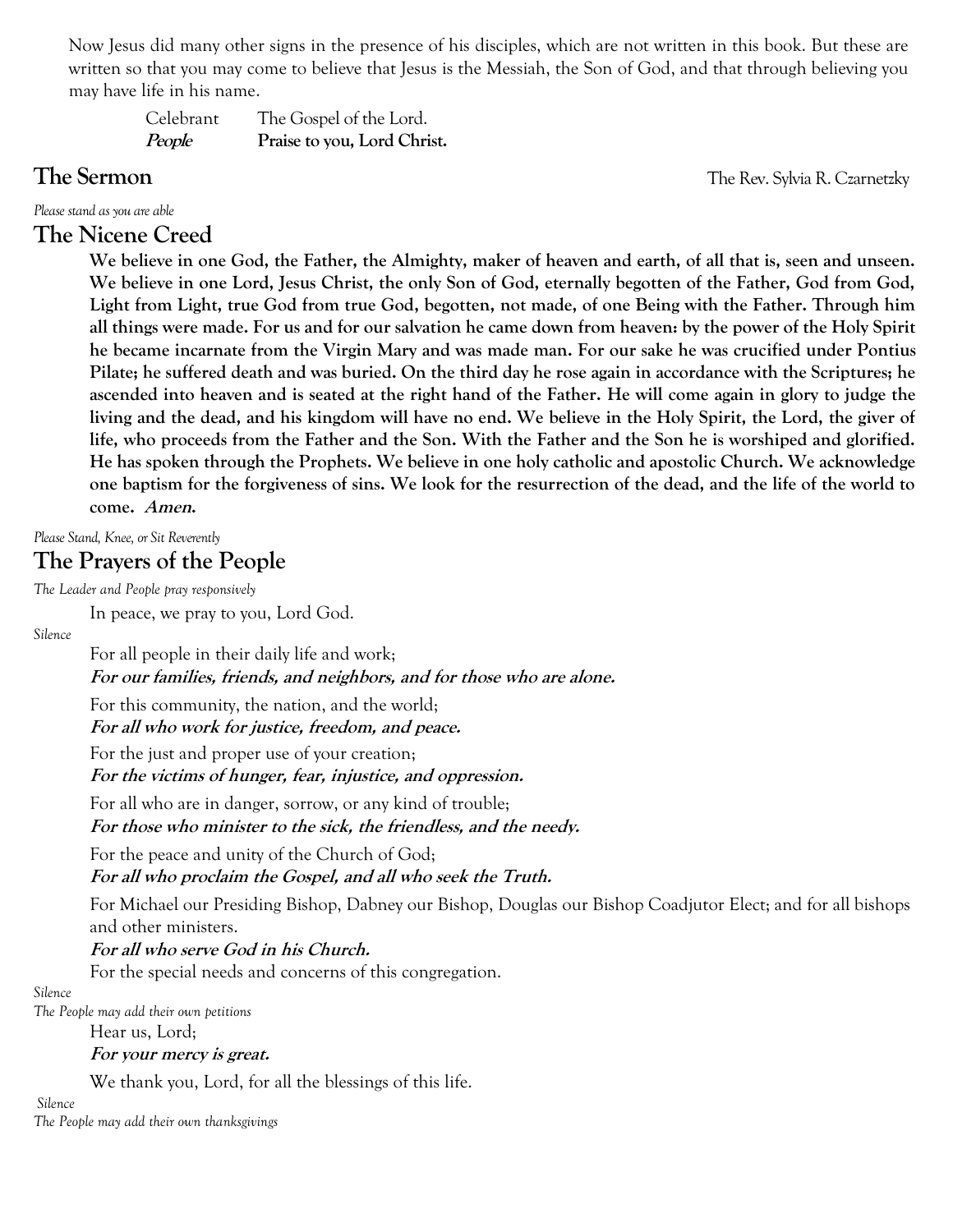Now Jesus did many other signs in the presence of his disciples, which are not written in this book. But these are written so that you may come to believe that Jesus is the Messiah, the Son of God, and that through believing you may have life in his name.

Celebrant The Gospel of the Lord.
***People*** **Praise to you, Lord Christ.**

## The Sermon

The Rev. Sylvia R. Czarnetzky

*Please stand as you are able*

## The Nicene Creed

**We believe in one God, the Father, the Almighty, maker of heaven and earth, of all that is, seen and unseen. We believe in one Lord, Jesus Christ, the only Son of God, eternally begotten of the Father, God from God, Light from Light, true God from true God, begotten, not made, of one Being with the Father. Through him all things were made. For us and for our salvation he came down from heaven: by the power of the Holy Spirit he became incarnate from the Virgin Mary and was made man. For our sake he was crucified under Pontius Pilate; he suffered death and was buried. On the third day he rose again in accordance with the Scriptures; he ascended into heaven and is seated at the right hand of the Father. He will come again in glory to judge the living and the dead, and his kingdom will have no end. We believe in the Holy Spirit, the Lord, the giver of life, who proceeds from the Father and the Son. With the Father and the Son he is worshiped and glorified. He has spoken through the Prophets. We believe in one holy catholic and apostolic Church. We acknowledge one baptism for the forgiveness of sins. We look for the resurrection of the dead, and the life of the world to come. *Amen.***

*Please Stand, Knee, or Sit Reverently*

## The Prayers of the People

*The Leader and People pray responsively*

In peace, we pray to you, Lord God.

*Silence*

For all people in their daily life and work;
***For our families, friends, and neighbors, and for those who are alone.***

For this community, the nation, and the world;
***For all who work for justice, freedom, and peace.***

For the just and proper use of your creation;
***For the victims of hunger, fear, injustice, and oppression.***

For all who are in danger, sorrow, or any kind of trouble;
***For those who minister to the sick, the friendless, and the needy.***

For the peace and unity of the Church of God;
***For all who proclaim the Gospel, and all who seek the Truth.***

For Michael our Presiding Bishop, Dabney our Bishop, Douglas our Bishop Coadjutor Elect; and for all bishops and other ministers.
***For all who serve God in his Church.***

For the special needs and concerns of this congregation.

*Silence*

*The People may add their own petitions*

Hear us, Lord;
***For your mercy is great.***

We thank you, Lord, for all the blessings of this life.

*Silence*

*The People may add their own thanksgivings*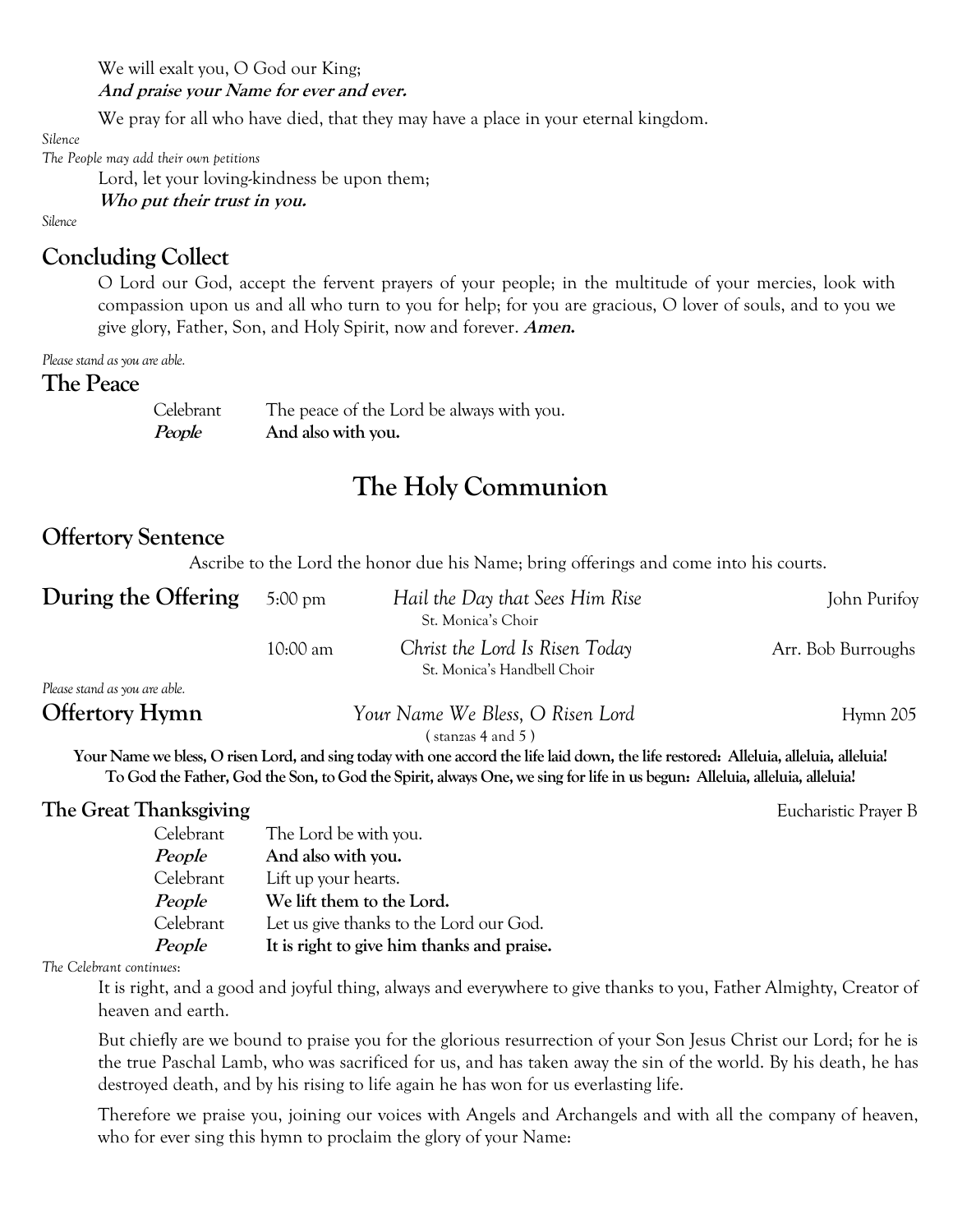We will exalt you, O God our King;
**And praise your Name for ever and ever.**

We pray for all who have died, that they may have a place in your eternal kingdom.

*Silence*

*The People may add their own petitions*

Lord, let your loving-kindness be upon them;
**Who put their trust in you.**

*Silence*

## Concluding Collect

O Lord our God, accept the fervent prayers of your people; in the multitude of your mercies, look with compassion upon us and all who turn to you for help; for you are gracious, O lover of souls, and to you we give glory, Father, Son, and Holy Spirit, now and forever. **Amen.**

*Please stand as you are able.*

## The Peace

| | |
|---|---|
| Celebrant | The peace of the Lord be always with you. |
| ***People*** | **And also with you.** |

# The Holy Communion

## Offertory Sentence

Ascribe to the Lord the honor due his Name; bring offerings and come into his courts.

## During the Offering

| | | |
|---|---|---|
| 5:00 pm | *Hail the Day that Sees Him Rise* St. Monica's Choir | John Purifoy |
| 10:00 am | *Christ the Lord Is Risen Today* St. Monica's Handbell Choir | Arr. Bob Burroughs |

*Please stand as you are able.*

## Offertory Hymn

*Your Name We Bless, O Risen Lord* — Hymn 205

( stanzas 4 and 5 )

**Your Name we bless, O risen Lord, and sing today with one accord the life laid down, the life restored: Alleluia, alleluia, alleluia!**
**To God the Father, God the Son, to God the Spirit, always One, we sing for life in us begun: Alleluia, alleluia, alleluia!**

### The Great Thanksgiving

Eucharistic Prayer B

| | |
|---|---|
| Celebrant | The Lord be with you. |
| ***People*** | **And also with you.** |
| Celebrant | Lift up your hearts. |
| ***People*** | **We lift them to the Lord.** |
| Celebrant | Let us give thanks to the Lord our God. |
| ***People*** | **It is right to give him thanks and praise.** |

*The Celebrant continues:*

It is right, and a good and joyful thing, always and everywhere to give thanks to you, Father Almighty, Creator of heaven and earth.

But chiefly are we bound to praise you for the glorious resurrection of your Son Jesus Christ our Lord; for he is the true Paschal Lamb, who was sacrificed for us, and has taken away the sin of the world. By his death, he has destroyed death, and by his rising to life again he has won for us everlasting life.

Therefore we praise you, joining our voices with Angels and Archangels and with all the company of heaven, who for ever sing this hymn to proclaim the glory of your Name: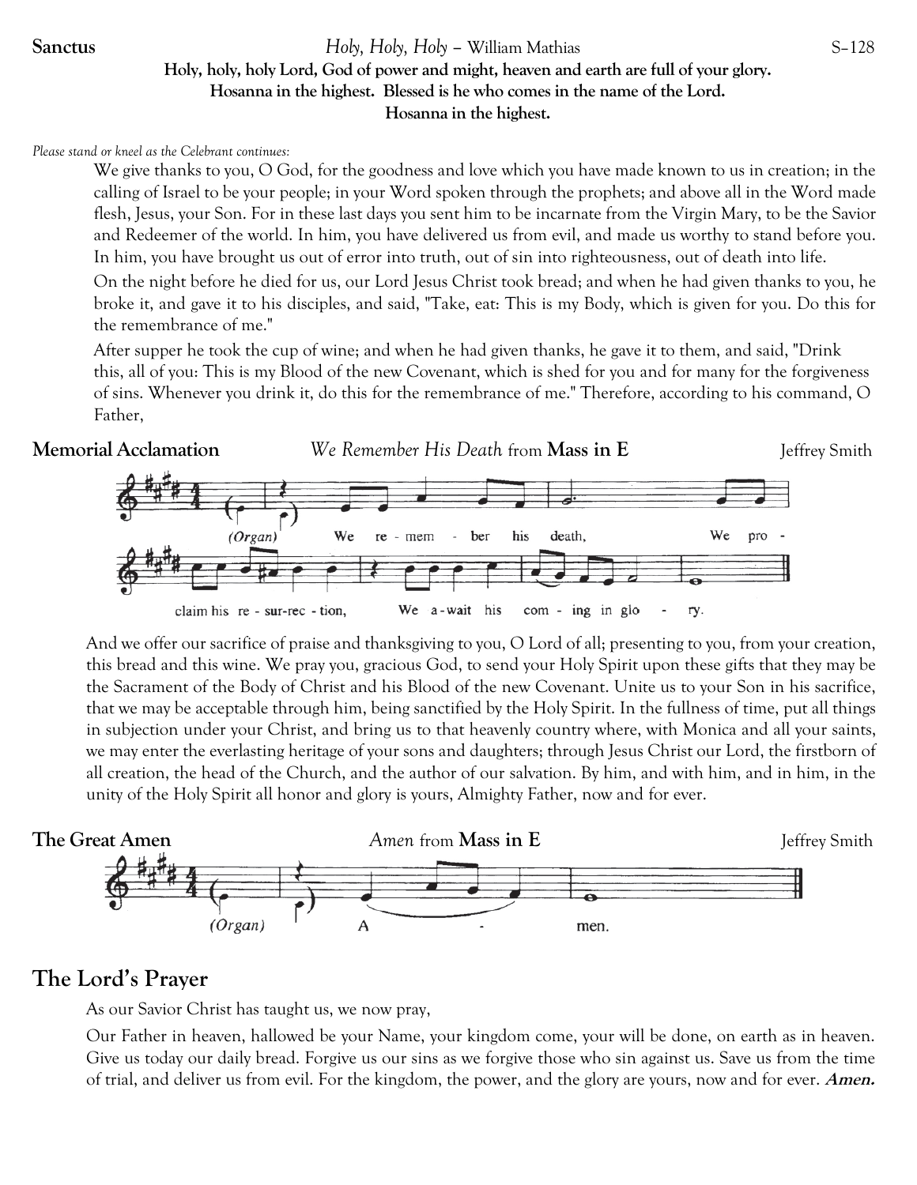**Sanctus** *Holy, Holy, Holy* – William Mathias S–128

**Holy, holy, holy Lord, God of power and might, heaven and earth are full of your glory. Hosanna in the highest. Blessed is he who comes in the name of the Lord. Hosanna in the highest.**

*Please stand or kneel as the Celebrant continues:*

We give thanks to you, O God, for the goodness and love which you have made known to us in creation; in the calling of Israel to be your people; in your Word spoken through the prophets; and above all in the Word made flesh, Jesus, your Son. For in these last days you sent him to be incarnate from the Virgin Mary, to be the Savior and Redeemer of the world. In him, you have delivered us from evil, and made us worthy to stand before you. In him, you have brought us out of error into truth, out of sin into righteousness, out of death into life.

On the night before he died for us, our Lord Jesus Christ took bread; and when he had given thanks to you, he broke it, and gave it to his disciples, and said, "Take, eat: This is my Body, which is given for you. Do this for the remembrance of me."

After supper he took the cup of wine; and when he had given thanks, he gave it to them, and said, "Drink this, all of you: This is my Blood of the new Covenant, which is shed for you and for many for the forgiveness of sins. Whenever you drink it, do this for the remembrance of me." Therefore, according to his command, O Father,

**Memorial Acclamation** *We Remember His Death* from **Mass in E** Jeffrey Smith

(Organ) We re - mem - ber his death, We pro - claim his re - sur-rec - tion, We a-wait his com - ing in glo - ry.

And we offer our sacrifice of praise and thanksgiving to you, O Lord of all; presenting to you, from your creation, this bread and this wine. We pray you, gracious God, to send your Holy Spirit upon these gifts that they may be the Sacrament of the Body of Christ and his Blood of the new Covenant. Unite us to your Son in his sacrifice, that we may be acceptable through him, being sanctified by the Holy Spirit. In the fullness of time, put all things in subjection under your Christ, and bring us to that heavenly country where, with Monica and all your saints, we may enter the everlasting heritage of your sons and daughters; through Jesus Christ our Lord, the firstborn of all creation, the head of the Church, and the author of our salvation. By him, and with him, and in him, in the unity of the Holy Spirit all honor and glory is yours, Almighty Father, now and for ever.

**The Great Amen** *Amen* from **Mass in E** Jeffrey Smith

(Organ) A - men.

## The Lord's Prayer

As our Savior Christ has taught us, we now pray,

Our Father in heaven, hallowed be your Name, your kingdom come, your will be done, on earth as in heaven. Give us today our daily bread. Forgive us our sins as we forgive those who sin against us. Save us from the time of trial, and deliver us from evil. For the kingdom, the power, and the glory are yours, now and for ever. ***Amen.***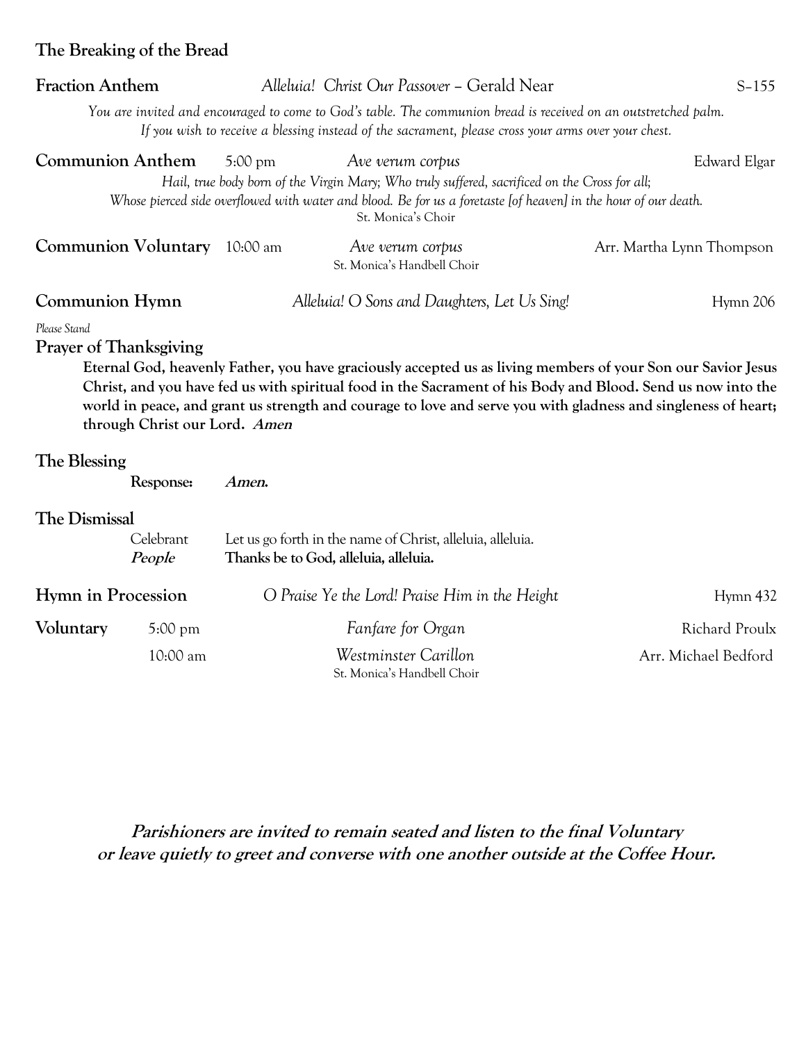## The Breaking of the Bread

**Fraction Anthem** *Alleluia! Christ Our Passover* – Gerald Near S–155

*You are invited and encouraged to come to God's table. The communion bread is received on an outstretched palm. If you wish to receive a blessing instead of the sacrament, please cross your arms over your chest.*

**Communion Anthem** 5:00 pm *Ave verum corpus* Edward Elgar

*Hail, true body born of the Virgin Mary; Who truly suffered, sacrificed on the Cross for all; Whose pierced side overflowed with water and blood. Be for us a foretaste [of heaven] in the hour of our death.*

St. Monica's Choir

**Communion Voluntary** 10:00 am *Ave verum corpus* Arr. Martha Lynn Thompson

St. Monica's Handbell Choir

**Communion Hymn** *Alleluia! O Sons and Daughters, Let Us Sing!* Hymn 206

*Please Stand*

**Prayer of Thanksgiving**

**Eternal God, heavenly Father, you have graciously accepted us as living members of your Son our Savior Jesus Christ, and you have fed us with spiritual food in the Sacrament of his Body and Blood. Send us now into the world in peace, and grant us strength and courage to love and serve you with gladness and singleness of heart; through Christ our Lord. *Amen***

**The Blessing**

**Response:** ***Amen.***

**The Dismissal**

Celebrant Let us go forth in the name of Christ, alleluia, alleluia.
***People*** **Thanks be to God, alleluia, alleluia.**

**Hymn in Procession** *O Praise Ye the Lord! Praise Him in the Height* Hymn 432

**Voluntary** 5:00 pm *Fanfare for Organ* Richard Proulx

10:00 am *Westminster Carillon* Arr. Michael Bedford

St. Monica's Handbell Choir

***Parishioners are invited to remain seated and listen to the final Voluntary or leave quietly to greet and converse with one another outside at the Coffee Hour.***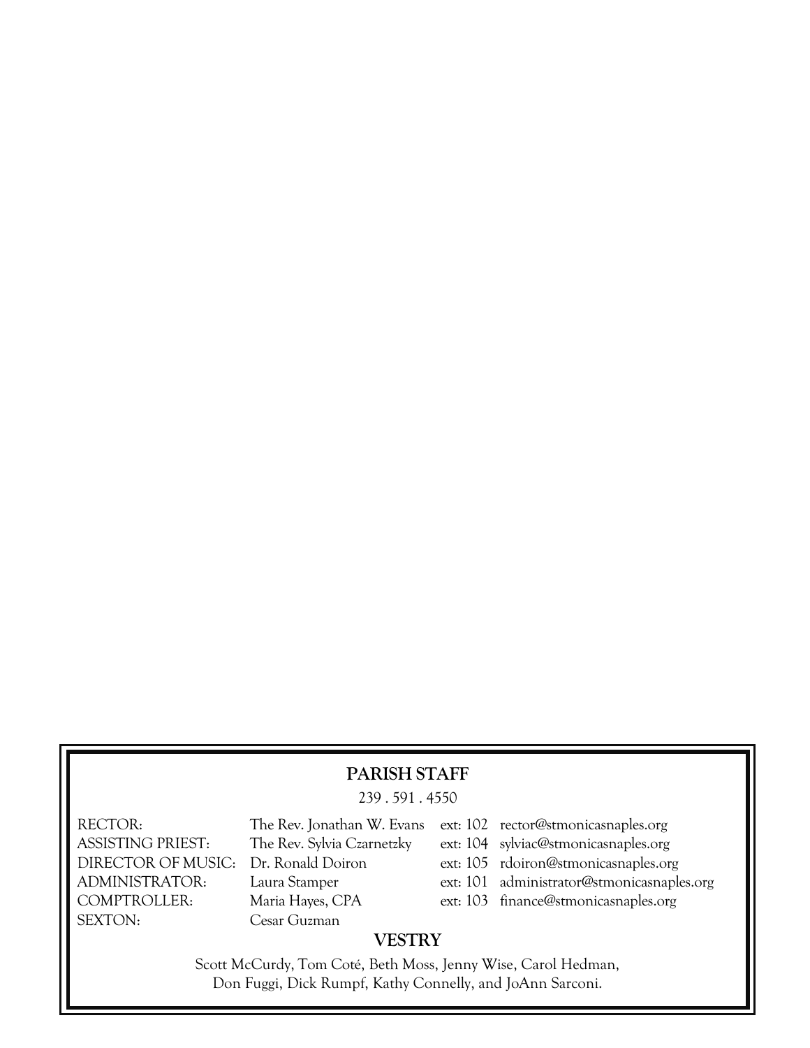## PARISH STAFF

239 . 591 . 4550

| | | | |
|---|---|---|---|
| RECTOR: | The Rev. Jonathan W. Evans | ext: 102 | rector@stmonicasnaples.org |
| ASSISTING PRIEST: | The Rev. Sylvia Czarnetzky | ext: 104 | sylviac@stmonicasnaples.org |
| DIRECTOR OF MUSIC: | Dr. Ronald Doiron | ext: 105 | rdoiron@stmonicasnaples.org |
| ADMINISTRATOR: | Laura Stamper | ext: 101 | administrator@stmonicasnaples.org |
| COMPTROLLER: | Maria Hayes, CPA | ext: 103 | finance@stmonicasnaples.org |
| SEXTON: | Cesar Guzman | | |

## VESTRY

Scott McCurdy, Tom Coté, Beth Moss, Jenny Wise, Carol Hedman, Don Fuggi, Dick Rumpf, Kathy Connelly, and JoAnn Sarconi.